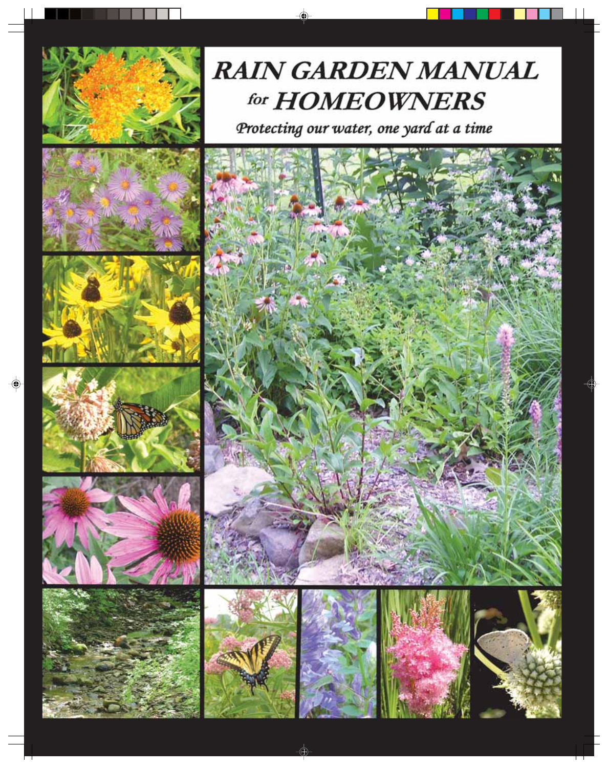# RAIN GARDEN MANUAL for HOMEOWNERS

*Protecting our water, one yard at a time*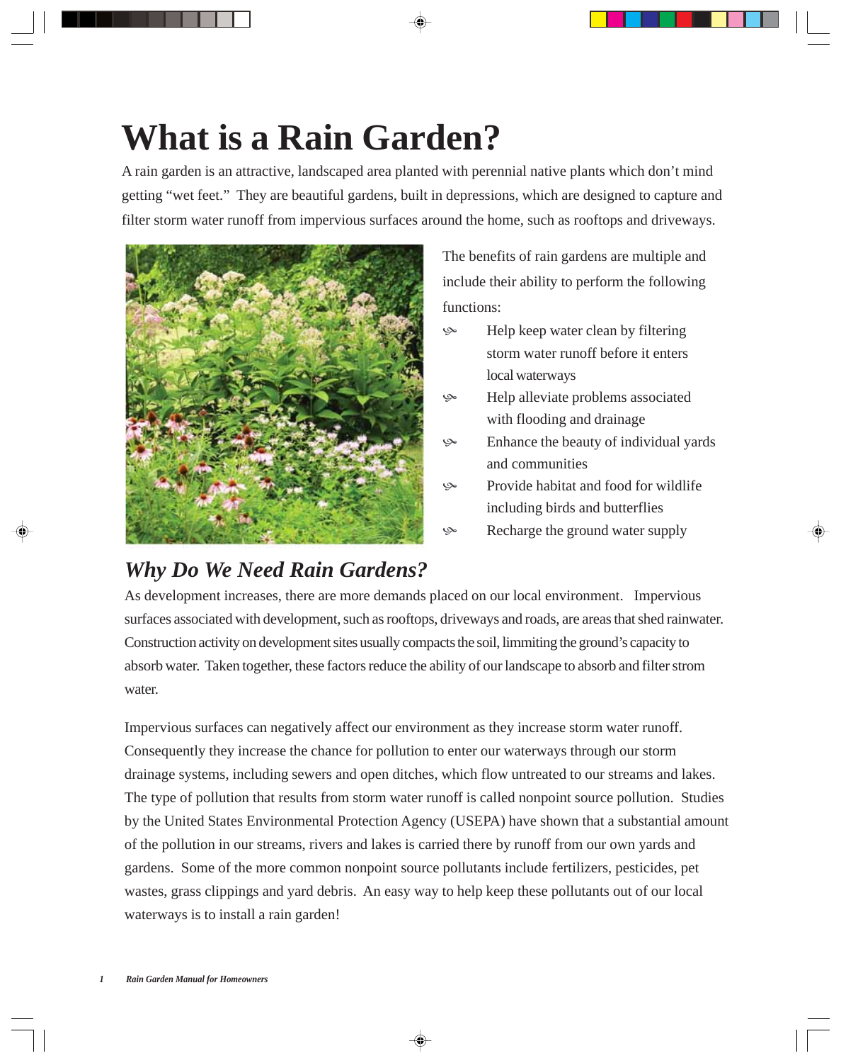# What is a Rain Garden?

A rain garden is an attractive, landscaped area planted with perennial native plants which don't mind getting "wet feet." They are beautiful gardens, built in depressions, which are designed to capture and filter storm water runoff from impervious surfaces around the home, such as rooftops and driveways.

The benefits of rain gardens are multiple and include their ability to perform the following functions:

- Help keep water clean by filtering storm water runoff before it enters local waterways
- Help alleviate problems associated with flooding and drainage
- Enhance the beauty of individual yards and communities
- Provide habitat and food for wildlife including birds and butterflies
- Recharge the ground water supply

## *Why Do We Need Rain Gardens?*

As development increases, there are more demands placed on our local environment. Impervious surfaces associated with development, such as rooftops, driveways and roads, are areas that shed rainwater. Construction activity on development sites usually compacts the soil, limmiting the ground's capacity to absorb water. Taken together, these factors reduce the ability of our landscape to absorb and filter strom water.

Impervious surfaces can negatively affect our environment as they increase storm water runoff. Consequently they increase the chance for pollution to enter our waterways through our storm drainage systems, including sewers and open ditches, which flow untreated to our streams and lakes. The type of pollution that results from storm water runoff is called nonpoint source pollution. Studies by the United States Environmental Protection Agency (USEPA) have shown that a substantial amount of the pollution in our streams, rivers and lakes is carried there by runoff from our own yards and gardens. Some of the more common nonpoint source pollutants include fertilizers, pesticides, pet wastes, grass clippings and yard debris. An easy way to help keep these pollutants out of our local waterways is to install a rain garden!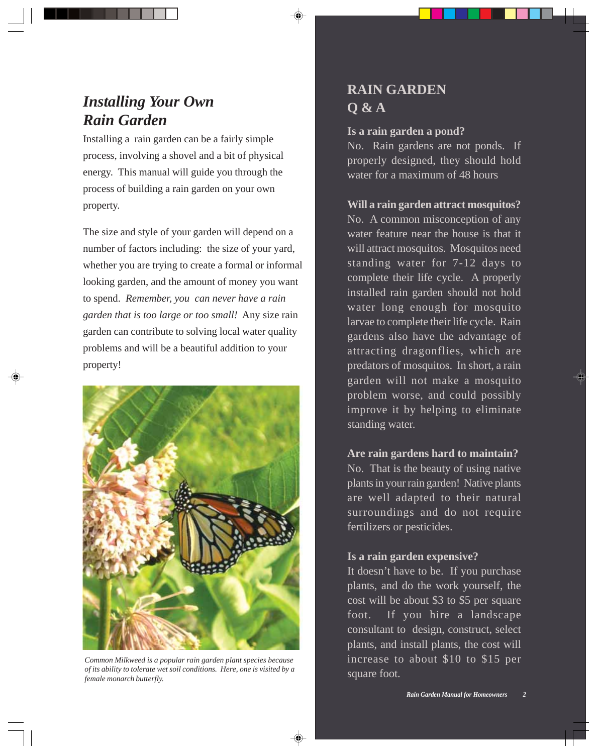## *Installing Your Own Rain Garden*

Installing a rain garden can be a fairly simple process, involving a shovel and a bit of physical energy. This manual will guide you through the process of building a rain garden on your own property.

The size and style of your garden will depend on a number of factors including: the size of your yard, whether you are trying to create a formal or informal looking garden, and the amount of money you want to spend. *Remember, you can never have a rain garden that is too large or too small!* Any size rain garden can contribute to solving local water quality problems and will be a beautiful addition to your property!

*Common Milkweed is a popular rain garden plant species because of its ability to tolerate wet soil conditions. Here, one is visited by a female monarch butterfly.*

## RAIN GARDEN Q & A

**Is a rain garden a pond?**
No. Rain gardens are not ponds. If properly designed, they should hold water for a maximum of 48 hours

**Will a rain garden attract mosquitos?**
No. A common misconception of any water feature near the house is that it will attract mosquitos. Mosquitos need standing water for 7-12 days to complete their life cycle. A properly installed rain garden should not hold water long enough for mosquito larvae to complete their life cycle. Rain gardens also have the advantage of attracting dragonflies, which are predators of mosquitos. In short, a rain garden will not make a mosquito problem worse, and could possibly improve it by helping to eliminate standing water.

**Are rain gardens hard to maintain?**
No. That is the beauty of using native plants in your rain garden! Native plants are well adapted to their natural surroundings and do not require fertilizers or pesticides.

**Is a rain garden expensive?**
It doesn't have to be. If you purchase plants, and do the work yourself, the cost will be about $3 to $5 per square foot. If you hire a landscape consultant to design, construct, select plants, and install plants, the cost will increase to about $10 to $15 per square foot.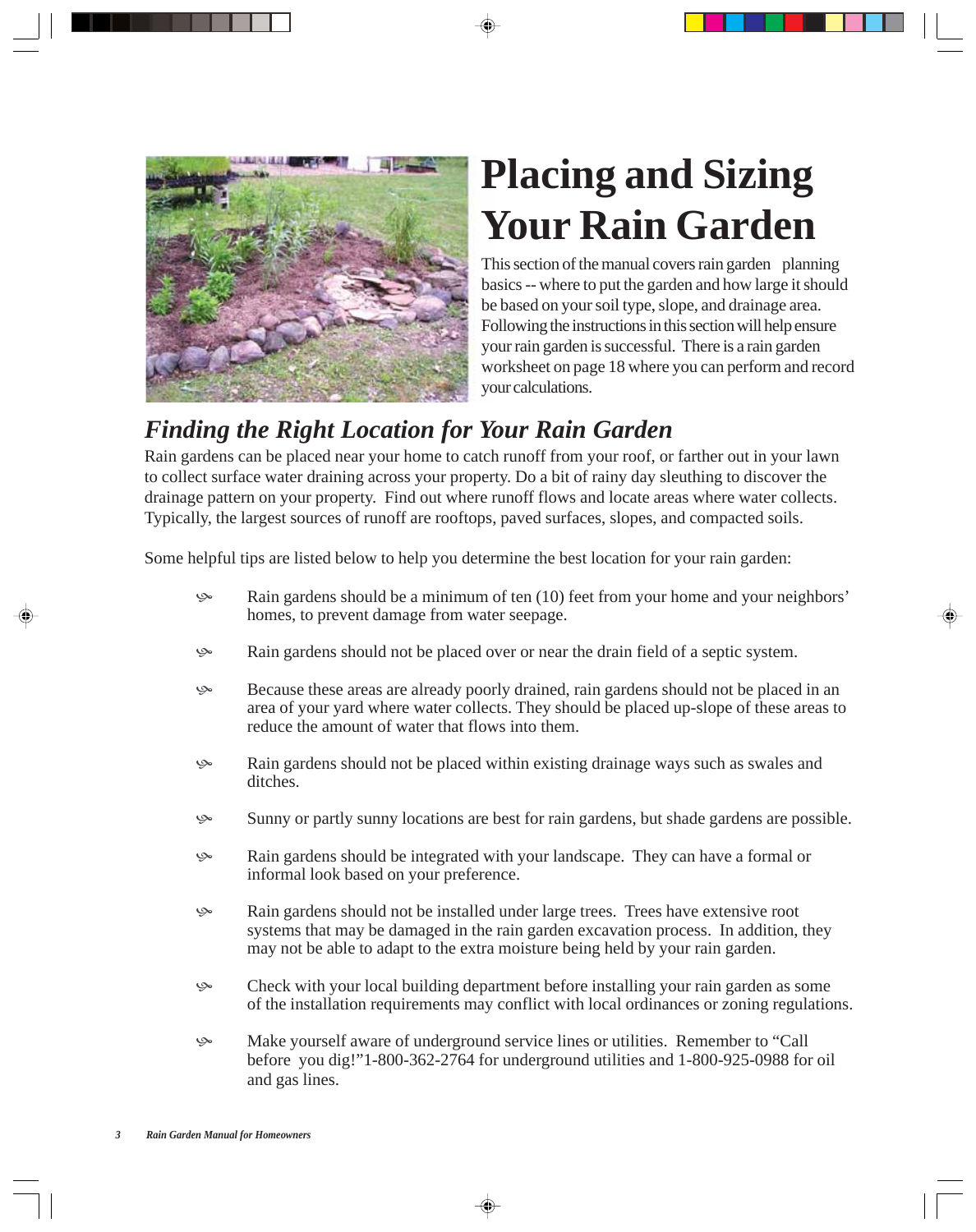# Placing and Sizing Your Rain Garden

This section of the manual covers rain garden planning basics -- where to put the garden and how large it should be based on your soil type, slope, and drainage area. Following the instructions in this section will help ensure your rain garden is successful. There is a rain garden worksheet on page 18 where you can perform and record your calculations.

## *Finding the Right Location for Your Rain Garden*

Rain gardens can be placed near your home to catch runoff from your roof, or farther out in your lawn to collect surface water draining across your property. Do a bit of rainy day sleuthing to discover the drainage pattern on your property. Find out where runoff flows and locate areas where water collects. Typically, the largest sources of runoff are rooftops, paved surfaces, slopes, and compacted soils.

Some helpful tips are listed below to help you determine the best location for your rain garden:

- Rain gardens should be a minimum of ten (10) feet from your home and your neighbors' homes, to prevent damage from water seepage.
- Rain gardens should not be placed over or near the drain field of a septic system.
- Because these areas are already poorly drained, rain gardens should not be placed in an area of your yard where water collects. They should be placed up-slope of these areas to reduce the amount of water that flows into them.
- Rain gardens should not be placed within existing drainage ways such as swales and ditches.
- Sunny or partly sunny locations are best for rain gardens, but shade gardens are possible.
- Rain gardens should be integrated with your landscape. They can have a formal or informal look based on your preference.
- Rain gardens should not be installed under large trees. Trees have extensive root systems that may be damaged in the rain garden excavation process. In addition, they may not be able to adapt to the extra moisture being held by your rain garden.
- Check with your local building department before installing your rain garden as some of the installation requirements may conflict with local ordinances or zoning regulations.
- Make yourself aware of underground service lines or utilities. Remember to "Call before you dig!"1-800-362-2764 for underground utilities and 1-800-925-0988 for oil and gas lines.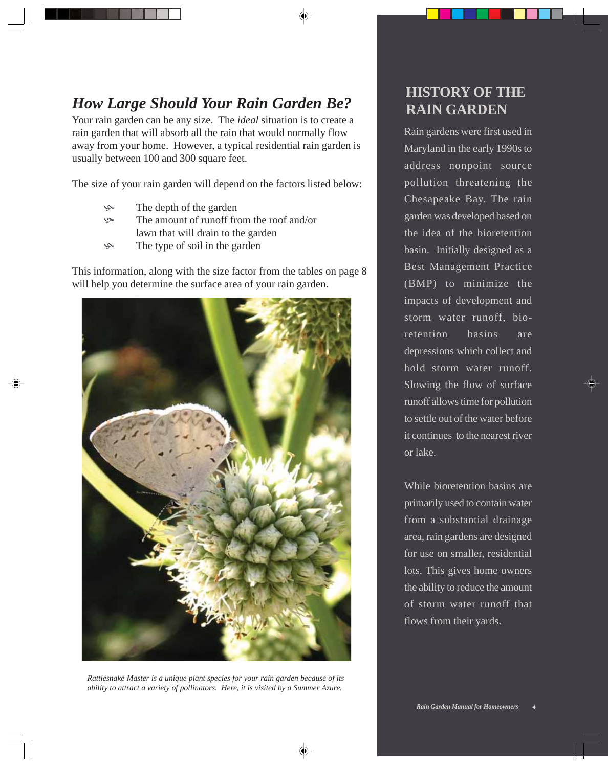## *How Large Should Your Rain Garden Be?*

Your rain garden can be any size. The *ideal* situation is to create a rain garden that will absorb all the rain that would normally flow away from your home. However, a typical residential rain garden is usually between 100 and 300 square feet.

The size of your rain garden will depend on the factors listed below:

- The depth of the garden
- The amount of runoff from the roof and/or lawn that will drain to the garden
- The type of soil in the garden

This information, along with the size factor from the tables on page 8 will help you determine the surface area of your rain garden.

*Rattlesnake Master is a unique plant species for your rain garden because of its ability to attract a variety of pollinators. Here, it is visited by a Summer Azure.*

## HISTORY OF THE RAIN GARDEN

Rain gardens were first used in Maryland in the early 1990s to address nonpoint source pollution threatening the Chesapeake Bay. The rain garden was developed based on the idea of the bioretention basin. Initially designed as a Best Management Practice (BMP) to minimize the impacts of development and storm water runoff, bio-retention basins are depressions which collect and hold storm water runoff. Slowing the flow of surface runoff allows time for pollution to settle out of the water before it continues to the nearest river or lake.

While bioretention basins are primarily used to contain water from a substantial drainage area, rain gardens are designed for use on smaller, residential lots. This gives home owners the ability to reduce the amount of storm water runoff that flows from their yards.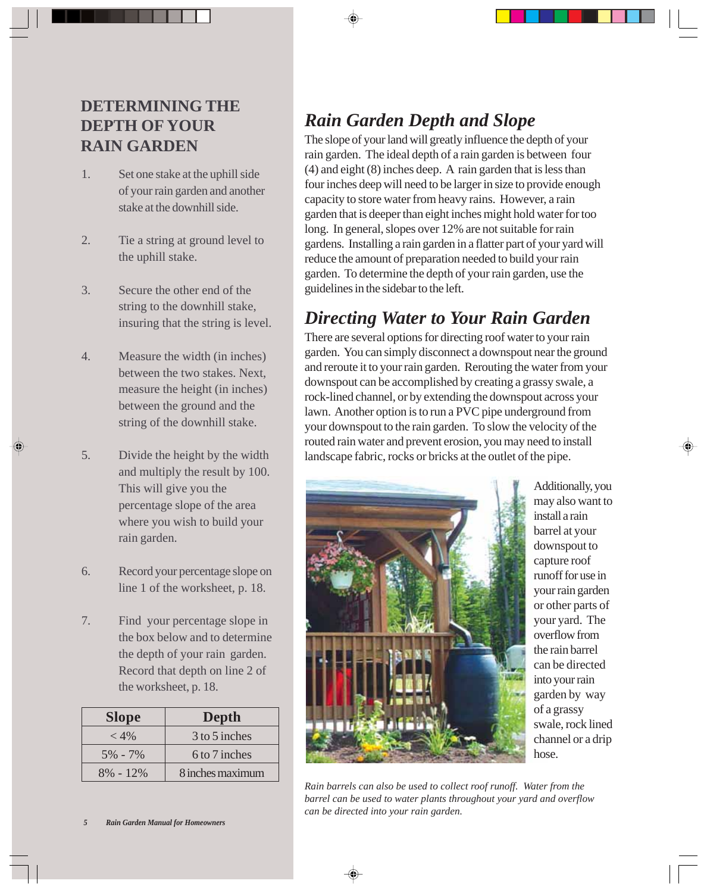## DETERMINING THE DEPTH OF YOUR RAIN GARDEN

1. Set one stake at the uphill side of your rain garden and another stake at the downhill side.
2. Tie a string at ground level to the uphill stake.
3. Secure the other end of the string to the downhill stake, insuring that the string is level.
4. Measure the width (in inches) between the two stakes. Next, measure the height (in inches) between the ground and the string of the downhill stake.
5. Divide the height by the width and multiply the result by 100. This will give you the percentage slope of the area where you wish to build your rain garden.
6. Record your percentage slope on line 1 of the worksheet, p. 18.
7. Find your percentage slope in the box below and to determine the depth of your rain garden. Record that depth on line 2 of the worksheet, p. 18.

| Slope | Depth |
|---|---|
| < 4% | 3 to 5 inches |
| 5% - 7% | 6 to 7 inches |
| 8% - 12% | 8 inches maximum |

## *Rain Garden Depth and Slope*

The slope of your land will greatly influence the depth of your rain garden. The ideal depth of a rain garden is between four (4) and eight (8) inches deep. A rain garden that is less than four inches deep will need to be larger in size to provide enough capacity to store water from heavy rains. However, a rain garden that is deeper than eight inches might hold water for too long. In general, slopes over 12% are not suitable for rain gardens. Installing a rain garden in a flatter part of your yard will reduce the amount of preparation needed to build your rain garden. To determine the depth of your rain garden, use the guidelines in the sidebar to the left.

## *Directing Water to Your Rain Garden*

There are several options for directing roof water to your rain garden. You can simply disconnect a downspout near the ground and reroute it to your rain garden. Rerouting the water from your downspout can be accomplished by creating a grassy swale, a rock-lined channel, or by extending the downspout across your lawn. Another option is to run a PVC pipe underground from your downspout to the rain garden. To slow the velocity of the routed rain water and prevent erosion, you may need to install landscape fabric, rocks or bricks at the outlet of the pipe.

Additionally, you may also want to install a rain barrel at your downspout to capture roof runoff for use in your rain garden or other parts of your yard. The overflow from the rain barrel can be directed into your rain garden by way of a grassy swale, rock lined channel or a drip hose.

*Rain barrels can also be used to collect roof runoff. Water from the barrel can be used to water plants throughout your yard and overflow can be directed into your rain garden.*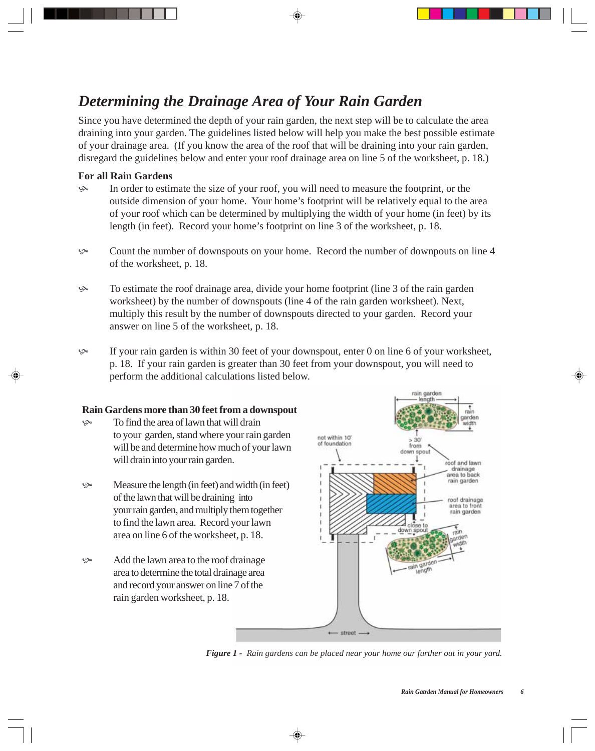## *Determining the Drainage Area of Your Rain Garden*

Since you have determined the depth of your rain garden, the next step will be to calculate the area draining into your garden. The guidelines listed below will help you make the best possible estimate of your drainage area. (If you know the area of the roof that will be draining into your rain garden, disregard the guidelines below and enter your roof drainage area on line 5 of the worksheet, p. 18.)

**For all Rain Gardens**

- In order to estimate the size of your roof, you will need to measure the footprint, or the outside dimension of your home. Your home's footprint will be relatively equal to the area of your roof which can be determined by multiplying the width of your home (in feet) by its length (in feet). Record your home's footprint on line 3 of the worksheet, p. 18.

- Count the number of downspouts on your home. Record the number of downpouts on line 4 of the worksheet, p. 18.

- To estimate the roof drainage area, divide your home footprint (line 3 of the rain garden worksheet) by the number of downspouts (line 4 of the rain garden worksheet). Next, multiply this result by the number of downspouts directed to your garden. Record your answer on line 5 of the worksheet, p. 18.

- If your rain garden is within 30 feet of your downspout, enter 0 on line 6 of your worksheet, p. 18. If your rain garden is greater than 30 feet from your downspout, you will need to perform the additional calculations listed below.

**Rain Gardens more than 30 feet from a downspout**

- To find the area of lawn that will drain to your garden, stand where your rain garden will be and determine how much of your lawn will drain into your rain garden.

- Measure the length (in feet) and width (in feet) of the lawn that will be draining into your rain garden, and multiply them together to find the lawn area. Record your lawn area on line 6 of the worksheet, p. 18.

- Add the lawn area to the roof drainage area to determine the total drainage area and record your answer on line 7 of the rain garden worksheet, p. 18.

***Figure 1*** *- Rain gardens can be placed near your home our further out in your yard.*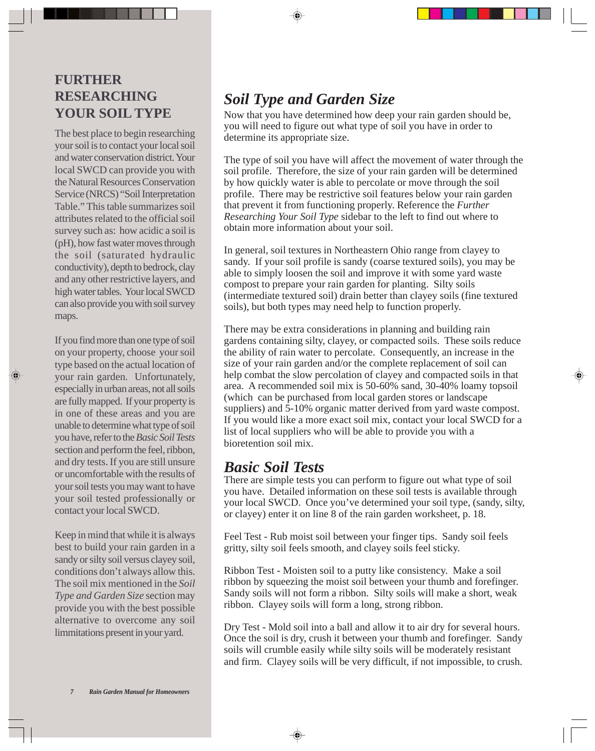## FURTHER RESEARCHING YOUR SOIL TYPE

The best place to begin researching your soil is to contact your local soil and water conservation district. Your local SWCD can provide you with the Natural Resources Conservation Service (NRCS) "Soil Interpretation Table." This table summarizes soil attributes related to the official soil survey such as: how acidic a soil is (pH), how fast water moves through the soil (saturated hydraulic conductivity), depth to bedrock, clay and any other restrictive layers, and high water tables. Your local SWCD can also provide you with soil survey maps.

If you find more than one type of soil on your property, choose your soil type based on the actual location of your rain garden. Unfortunately, especially in urban areas, not all soils are fully mapped. If your property is in one of these areas and you are unable to determine what type of soil you have, refer to the *Basic Soil Tests* section and perform the feel, ribbon, and dry tests. If you are still unsure or uncomfortable with the results of your soil tests you may want to have your soil tested professionally or contact your local SWCD.

Keep in mind that while it is always best to build your rain garden in a sandy or silty soil versus clayey soil, conditions don't always allow this. The soil mix mentioned in the *Soil Type and Garden Size* section may provide you with the best possible alternative to overcome any soil limmitations present in your yard.

## *Soil Type and Garden Size*

Now that you have determined how deep your rain garden should be, you will need to figure out what type of soil you have in order to determine its appropriate size.

The type of soil you have will affect the movement of water through the soil profile. Therefore, the size of your rain garden will be determined by how quickly water is able to percolate or move through the soil profile. There may be restrictive soil features below your rain garden that prevent it from functioning properly. Reference the *Further Researching Your Soil Type* sidebar to the left to find out where to obtain more information about your soil.

In general, soil textures in Northeastern Ohio range from clayey to sandy. If your soil profile is sandy (coarse textured soils), you may be able to simply loosen the soil and improve it with some yard waste compost to prepare your rain garden for planting. Silty soils (intermediate textured soil) drain better than clayey soils (fine textured soils), but both types may need help to function properly.

There may be extra considerations in planning and building rain gardens containing silty, clayey, or compacted soils. These soils reduce the ability of rain water to percolate. Consequently, an increase in the size of your rain garden and/or the complete replacement of soil can help combat the slow percolation of clayey and compacted soils in that area. A recommended soil mix is 50-60% sand, 30-40% loamy topsoil (which can be purchased from local garden stores or landscape suppliers) and 5-10% organic matter derived from yard waste compost. If you would like a more exact soil mix, contact your local SWCD for a list of local suppliers who will be able to provide you with a bioretention soil mix.

## *Basic Soil Tests*

There are simple tests you can perform to figure out what type of soil you have. Detailed information on these soil tests is available through your local SWCD. Once you've determined your soil type, (sandy, silty, or clayey) enter it on line 8 of the rain garden worksheet, p. 18.

Feel Test - Rub moist soil between your finger tips. Sandy soil feels gritty, silty soil feels smooth, and clayey soils feel sticky.

Ribbon Test - Moisten soil to a putty like consistency. Make a soil ribbon by squeezing the moist soil between your thumb and forefinger. Sandy soils will not form a ribbon. Silty soils will make a short, weak ribbon. Clayey soils will form a long, strong ribbon.

Dry Test - Mold soil into a ball and allow it to air dry for several hours. Once the soil is dry, crush it between your thumb and forefinger. Sandy soils will crumble easily while silty soils will be moderately resistant and firm. Clayey soils will be very difficult, if not impossible, to crush.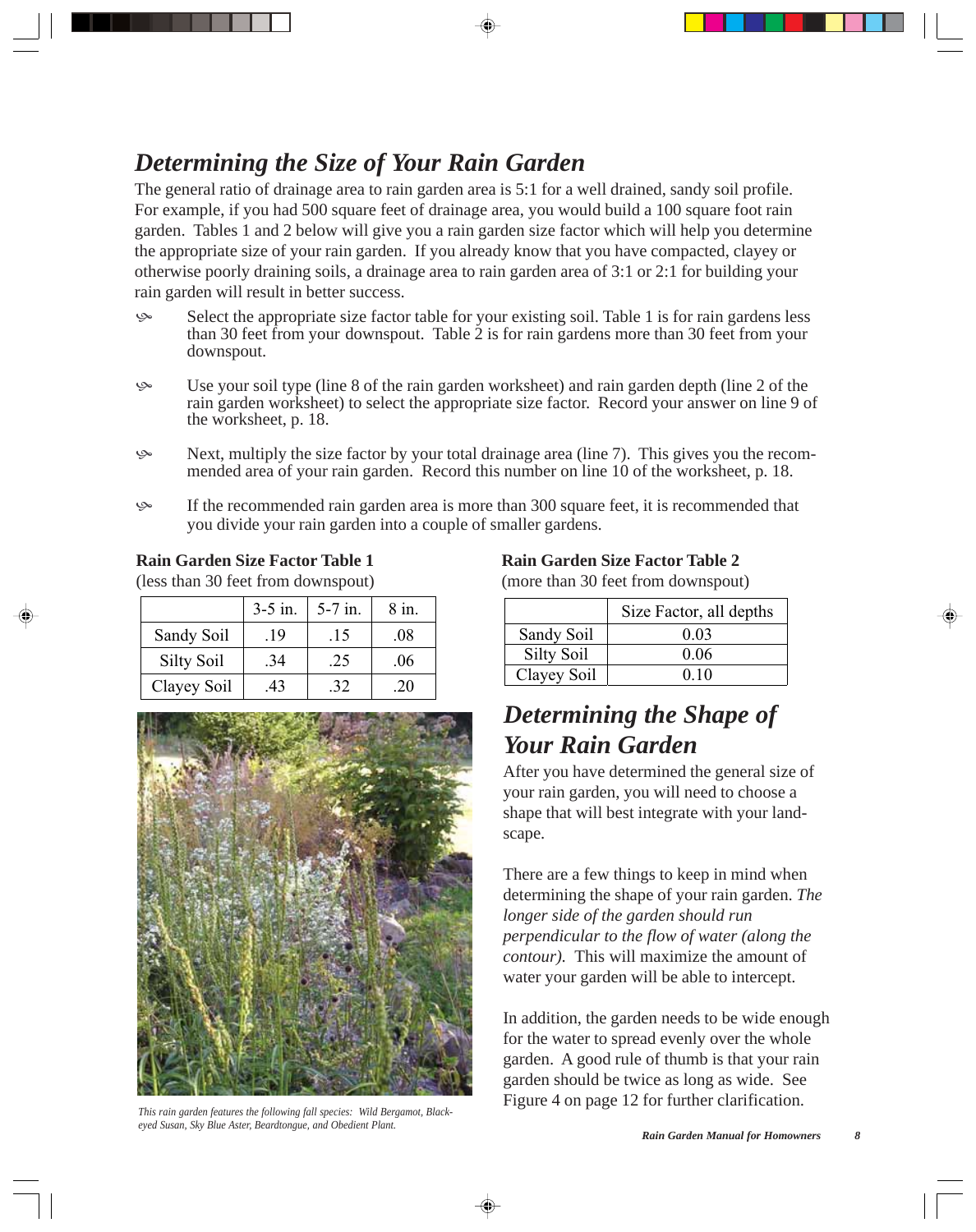## *Determining the Size of Your Rain Garden*

The general ratio of drainage area to rain garden area is 5:1 for a well drained, sandy soil profile. For example, if you had 500 square feet of drainage area, you would build a 100 square foot rain garden. Tables 1 and 2 below will give you a rain garden size factor which will help you determine the appropriate size of your rain garden. If you already know that you have compacted, clayey or otherwise poorly draining soils, a drainage area to rain garden area of 3:1 or 2:1 for building your rain garden will result in better success.

- Select the appropriate size factor table for your existing soil. Table 1 is for rain gardens less than 30 feet from your downspout. Table 2 is for rain gardens more than 30 feet from your downspout.
- Use your soil type (line 8 of the rain garden worksheet) and rain garden depth (line 2 of the rain garden worksheet) to select the appropriate size factor. Record your answer on line 9 of the worksheet, p. 18.
- Next, multiply the size factor by your total drainage area (line 7). This gives you the recommended area of your rain garden. Record this number on line 10 of the worksheet, p. 18.
- If the recommended rain garden area is more than 300 square feet, it is recommended that you divide your rain garden into a couple of smaller gardens.

**Rain Garden Size Factor Table 1**
(less than 30 feet from downspout)

| | 3-5 in. | 5-7 in. | 8 in. |
|---|---|---|---|
| Sandy Soil | .19 | .15 | .08 |
| Silty Soil | .34 | .25 | .06 |
| Clayey Soil | .43 | .32 | .20 |

*This rain garden features the following fall species: Wild Bergamot, Black-eyed Susan, Sky Blue Aster, Beardtongue, and Obedient Plant.*

**Rain Garden Size Factor Table 2**
(more than 30 feet from downspout)

| | Size Factor, all depths |
|---|---|
| Sandy Soil | 0.03 |
| Silty Soil | 0.06 |
| Clayey Soil | 0.10 |

## *Determining the Shape of Your Rain Garden*

After you have determined the general size of your rain garden, you will need to choose a shape that will best integrate with your landscape.

There are a few things to keep in mind when determining the shape of your rain garden. *The longer side of the garden should run perpendicular to the flow of water (along the contour).* This will maximize the amount of water your garden will be able to intercept.

In addition, the garden needs to be wide enough for the water to spread evenly over the whole garden. A good rule of thumb is that your rain garden should be twice as long as wide. See Figure 4 on page 12 for further clarification.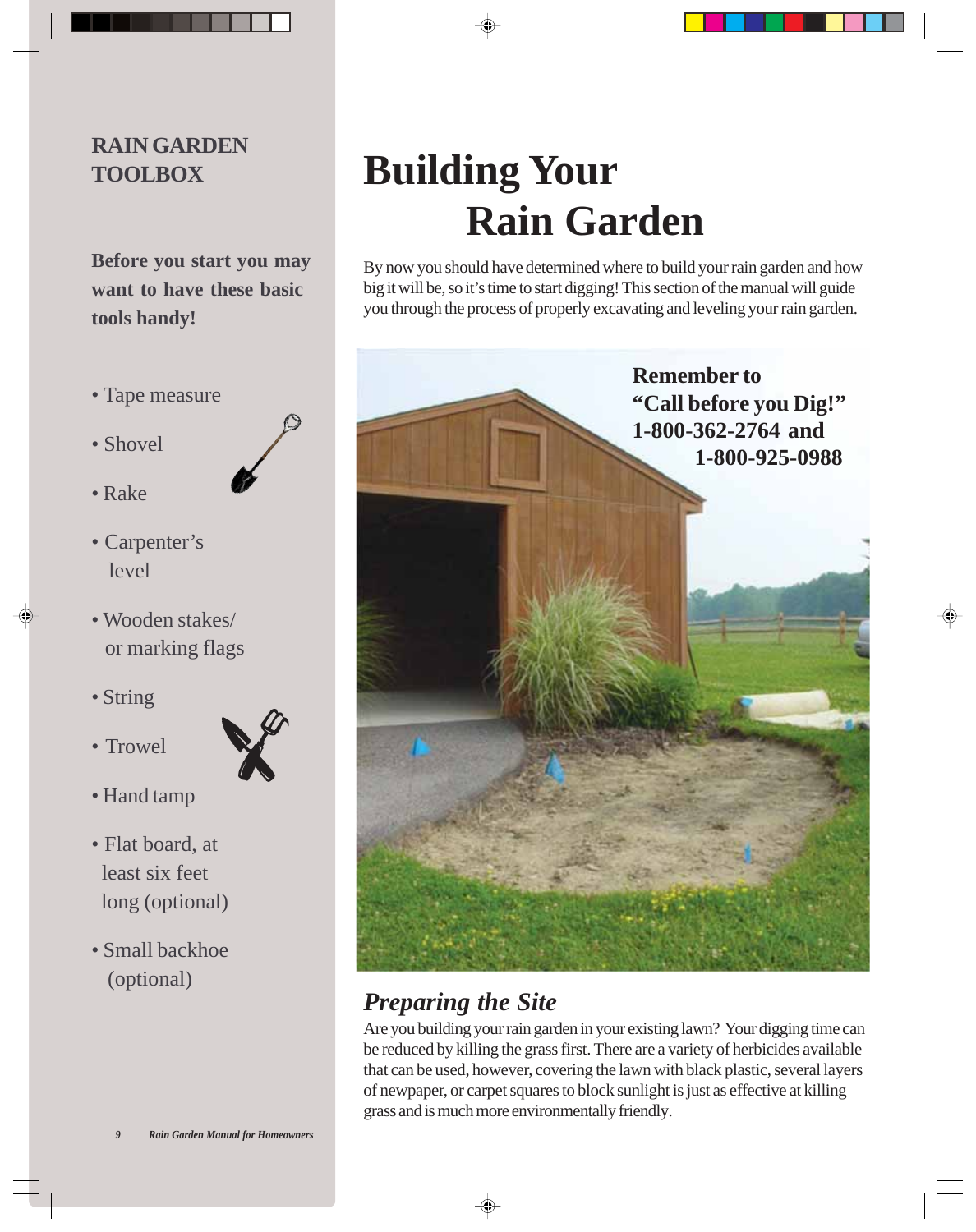# Building Your Rain Garden

By now you should have determined where to build your rain garden and how big it will be, so it's time to start digging! This section of the manual will guide you through the process of properly excavating and leveling your rain garden.

**Remember to "Call before you Dig!" 1-800-362-2764 and 1-800-925-0988**

## *Preparing the Site*

Are you building your rain garden in your existing lawn? Your digging time can be reduced by killing the grass first. There are a variety of herbicides available that can be used, however, covering the lawn with black plastic, several layers of newspaper, or carpet squares to block sunlight is just as effective at killing grass and is much more environmentally friendly.

## RAIN GARDEN TOOLBOX

**Before you start you may want to have these basic tools handy!**

- Tape measure
- Shovel
- Rake
- Carpenter's level
- Wooden stakes/ or marking flags
- String
- Trowel
- Hand tamp
- Flat board, at least six feet long (optional)
- Small backhoe (optional)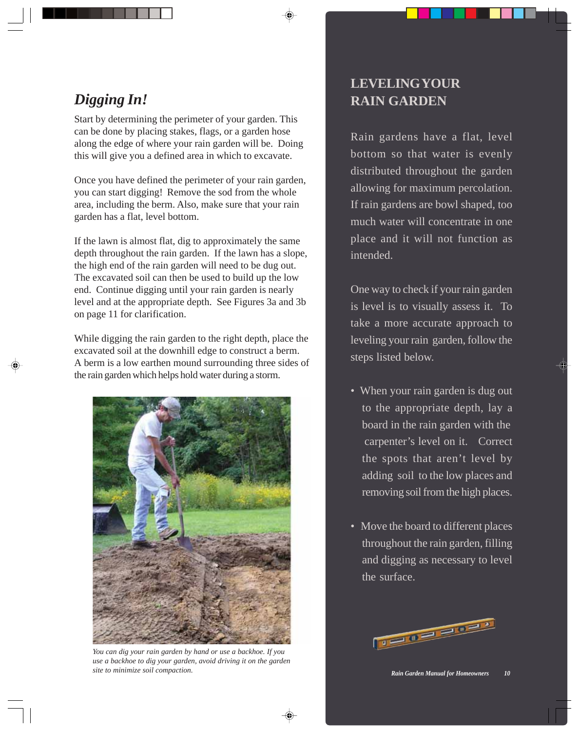## *Digging In!*

Start by determining the perimeter of your garden. This can be done by placing stakes, flags, or a garden hose along the edge of where your rain garden will be. Doing this will give you a defined area in which to excavate.

Once you have defined the perimeter of your rain garden, you can start digging! Remove the sod from the whole area, including the berm. Also, make sure that your rain garden has a flat, level bottom.

If the lawn is almost flat, dig to approximately the same depth throughout the rain garden. If the lawn has a slope, the high end of the rain garden will need to be dug out. The excavated soil can then be used to build up the low end. Continue digging until your rain garden is nearly level and at the appropriate depth. See Figures 3a and 3b on page 11 for clarification.

While digging the rain garden to the right depth, place the excavated soil at the downhill edge to construct a berm. A berm is a low earthen mound surrounding three sides of the rain garden which helps hold water during a storm.

*You can dig your rain garden by hand or use a backhoe. If you use a backhoe to dig your garden, avoid driving it on the garden site to minimize soil compaction.*

## LEVELING YOUR RAIN GARDEN

Rain gardens have a flat, level bottom so that water is evenly distributed throughout the garden allowing for maximum percolation. If rain gardens are bowl shaped, too much water will concentrate in one place and it will not function as intended.

One way to check if your rain garden is level is to visually assess it. To take a more accurate approach to leveling your rain garden, follow the steps listed below.

- When your rain garden is dug out to the appropriate depth, lay a board in the rain garden with the carpenter's level on it. Correct the spots that aren't level by adding soil to the low places and removing soil from the high places.
- Move the board to different places throughout the rain garden, filling and digging as necessary to level the surface.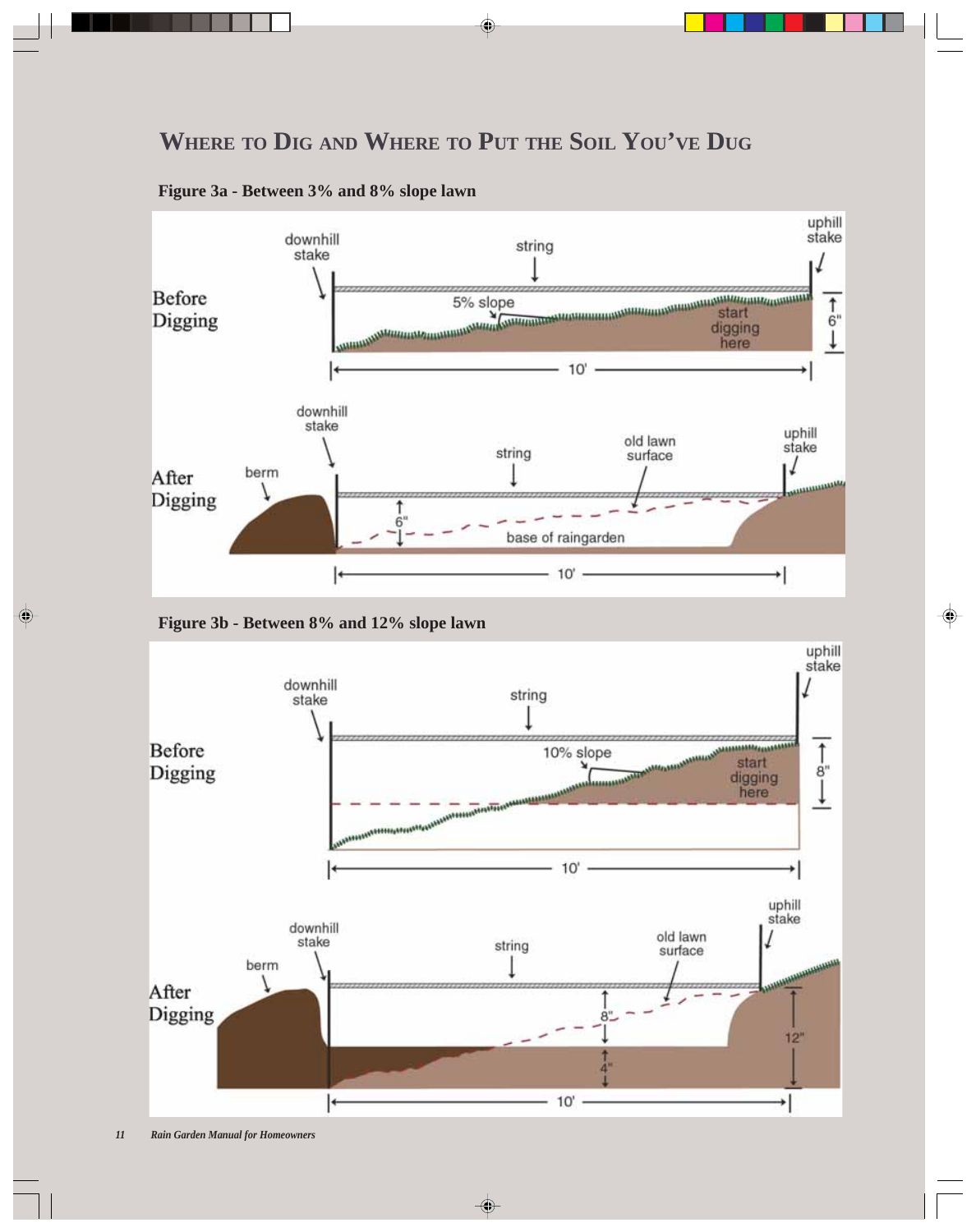## Where to Dig and Where to Put the Soil You've Dug

**Figure 3a - Between 3% and 8% slope lawn**

**Figure 3b - Between 8% and 12% slope lawn**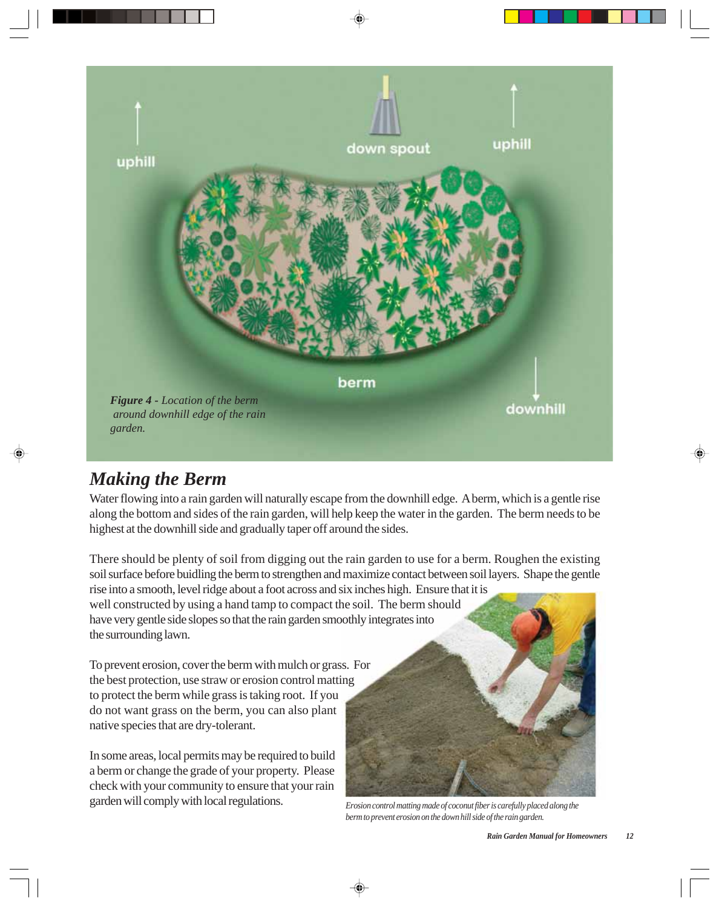*Figure 4 - Location of the berm around downhill edge of the rain garden.*

## Making the Berm

Water flowing into a rain garden will naturally escape from the downhill edge. A berm, which is a gentle rise along the bottom and sides of the rain garden, will help keep the water in the garden. The berm needs to be highest at the downhill side and gradually taper off around the sides.

There should be plenty of soil from digging out the rain garden to use for a berm. Roughen the existing soil surface before buidling the berm to strengthen and maximize contact between soil layers. Shape the gentle rise into a smooth, level ridge about a foot across and six inches high. Ensure that it is well constructed by using a hand tamp to compact the soil. The berm should have very gentle side slopes so that the rain garden smoothly integrates into the surrounding lawn.

To prevent erosion, cover the berm with mulch or grass. For the best protection, use straw or erosion control matting to protect the berm while grass is taking root. If you do not want grass on the berm, you can also plant native species that are dry-tolerant.

In some areas, local permits may be required to build a berm or change the grade of your property. Please check with your community to ensure that your rain garden will comply with local regulations.

*Erosion control matting made of coconut fiber is carefully placed along the berm to prevent erosion on the down hill side of the rain garden.*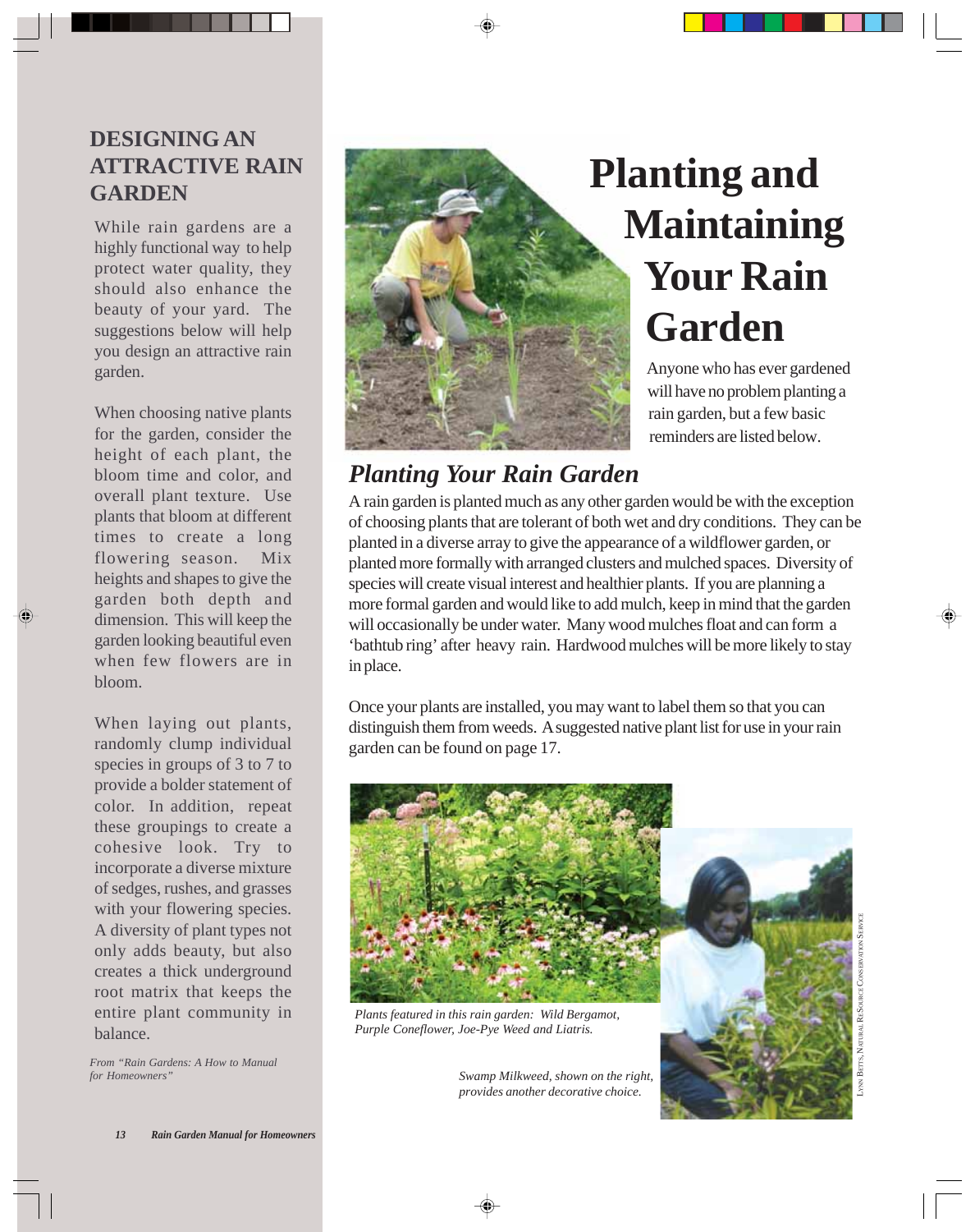## DESIGNING AN ATTRACTIVE RAIN GARDEN

While rain gardens are a highly functional way to help protect water quality, they should also enhance the beauty of your yard. The suggestions below will help you design an attractive rain garden.

When choosing native plants for the garden, consider the height of each plant, the bloom time and color, and overall plant texture. Use plants that bloom at different times to create a long flowering season. Mix heights and shapes to give the garden both depth and dimension. This will keep the garden looking beautiful even when few flowers are in bloom.

When laying out plants, randomly clump individual species in groups of 3 to 7 to provide a bolder statement of color. In addition, repeat these groupings to create a cohesive look. Try to incorporate a diverse mixture of sedges, rushes, and grasses with your flowering species. A diversity of plant types not only adds beauty, but also creates a thick underground root matrix that keeps the entire plant community in balance.

*From "Rain Gardens: A How to Manual for Homeowners"*

# Planting and Maintaining Your Rain Garden

Anyone who has ever gardened will have no problem planting a rain garden, but a few basic reminders are listed below.

## *Planting Your Rain Garden*

A rain garden is planted much as any other garden would be with the exception of choosing plants that are tolerant of both wet and dry conditions. They can be planted in a diverse array to give the appearance of a wildflower garden, or planted more formally with arranged clusters and mulched spaces. Diversity of species will create visual interest and healthier plants. If you are planning a more formal garden and would like to add mulch, keep in mind that the garden will occasionally be under water. Many wood mulches float and can form a 'bathtub ring' after heavy rain. Hardwood mulches will be more likely to stay in place.

Once your plants are installed, you may want to label them so that you can distinguish them from weeds. A suggested native plant list for use in your rain garden can be found on page 17.

*Plants featured in this rain garden: Wild Bergamot, Purple Coneflower, Joe-Pye Weed and Liatris.*

*Swamp Milkweed, shown on the right, provides another decorative choice.*

Lynn Betts, Natural Resource Conservation Service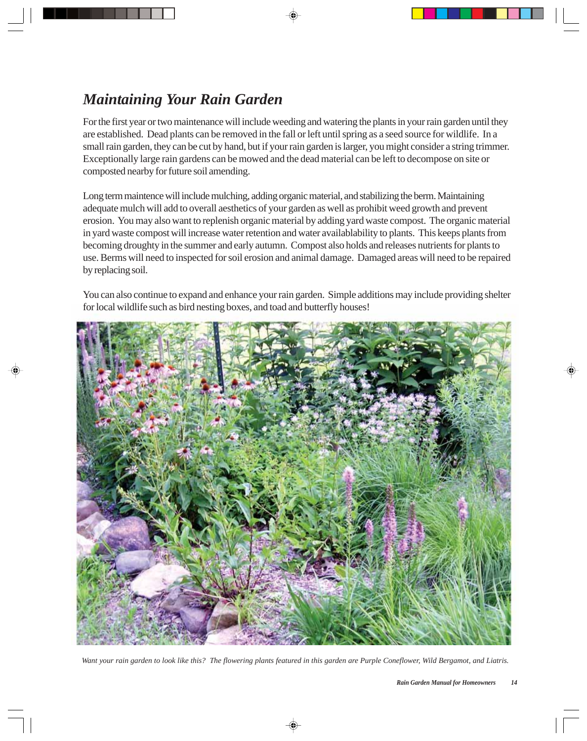## *Maintaining Your Rain Garden*

For the first year or two maintenance will include weeding and watering the plants in your rain garden until they are established. Dead plants can be removed in the fall or left until spring as a seed source for wildlife. In a small rain garden, they can be cut by hand, but if your rain garden is larger, you might consider a string trimmer. Exceptionally large rain gardens can be mowed and the dead material can be left to decompose on site or composted nearby for future soil amending.

Long term maintence will include mulching, adding organic material, and stabilizing the berm. Maintaining adequate mulch will add to overall aesthetics of your garden as well as prohibit weed growth and prevent erosion. You may also want to replenish organic material by adding yard waste compost. The organic material in yard waste compost will increase water retention and water availablability to plants. This keeps plants from becoming droughty in the summer and early autumn. Compost also holds and releases nutrients for plants to use. Berms will need to inspected for soil erosion and animal damage. Damaged areas will need to be repaired by replacing soil.

You can also continue to expand and enhance your rain garden. Simple additions may include providing shelter for local wildlife such as bird nesting boxes, and toad and butterfly houses!

*Want your rain garden to look like this? The flowering plants featured in this garden are Purple Coneflower, Wild Bergamot, and Liatris.*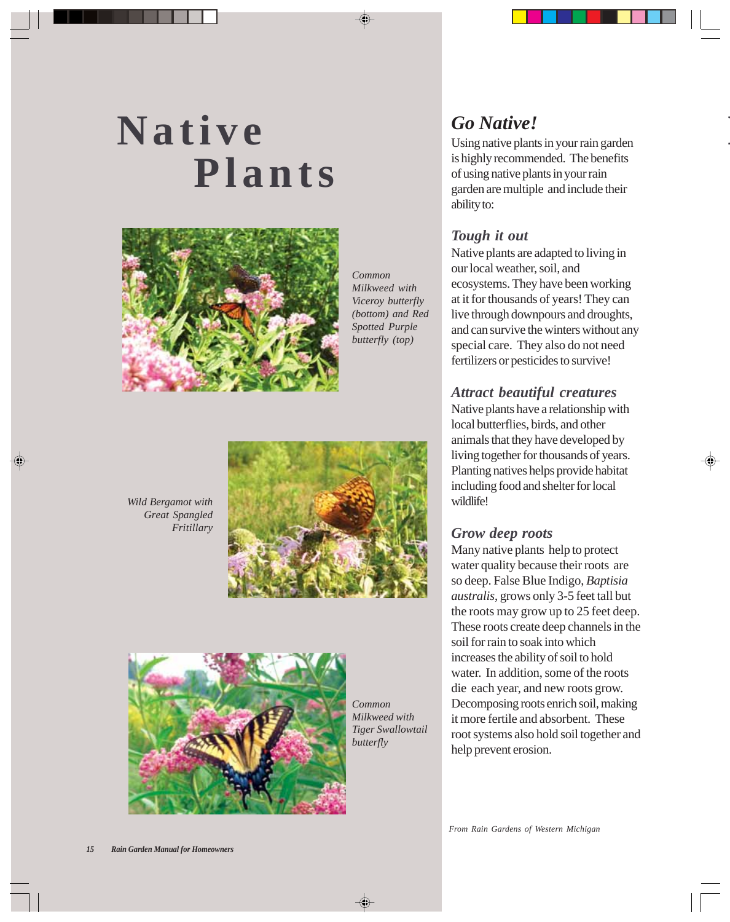# Native Plants

*Common Milkweed with Viceroy butterfly (bottom) and Red Spotted Purple butterfly (top)*

*Wild Bergamot with Great Spangled Fritillary*

*Common Milkweed with Tiger Swallowtail butterfly*

## *Go Native!*

Using native plants in your rain garden is highly recommended. The benefits of using native plants in your rain garden are multiple and include their ability to:

### *Tough it out*

Native plants are adapted to living in our local weather, soil, and ecosystems. They have been working at it for thousands of years! They can live through downpours and droughts, and can survive the winters without any special care. They also do not need fertilizers or pesticides to survive!

### *Attract beautiful creatures*

Native plants have a relationship with local butterflies, birds, and other animals that they have developed by living together for thousands of years. Planting natives helps provide habitat including food and shelter for local wildlife!

### *Grow deep roots*

Many native plants help to protect water quality because their roots are so deep. False Blue Indigo, *Baptisia australis*, grows only 3-5 feet tall but the roots may grow up to 25 feet deep. These roots create deep channels in the soil for rain to soak into which increases the ability of soil to hold water. In addition, some of the roots die each year, and new roots grow. Decomposing roots enrich soil, making it more fertile and absorbent. These root systems also hold soil together and help prevent erosion.

*From Rain Gardens of Western Michigan*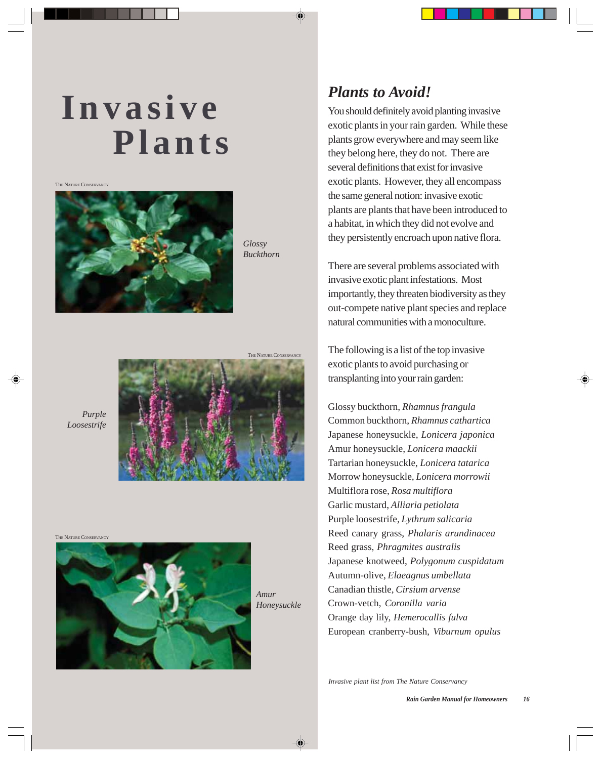# Invasive Plants

THE NATURE CONSERVANCY

*Glossy Buckthorn*

THE NATURE CONSERVANCY

*Purple Loosestrife*

THE NATURE CONSERVANCY

*Amur Honeysuckle*

## *Plants to Avoid!*

You should definitely avoid planting invasive exotic plants in your rain garden. While these plants grow everywhere and may seem like they belong here, they do not. There are several definitions that exist for invasive exotic plants. However, they all encompass the same general notion: invasive exotic plants are plants that have been introduced to a habitat, in which they did not evolve and they persistently encroach upon native flora.

There are several problems associated with invasive exotic plant infestations. Most importantly, they threaten biodiversity as they out-compete native plant species and replace natural communities with a monoculture.

The following is a list of the top invasive exotic plants to avoid purchasing or transplanting into your rain garden:

Glossy buckthorn, *Rhamnus frangula*
Common buckthorn, *Rhamnus cathartica*
Japanese honeysuckle, *Lonicera japonica*
Amur honeysuckle, *Lonicera maackii*
Tartarian honeysuckle, *Lonicera tatarica*
Morrow honeysuckle, *Lonicera morrowii*
Multiflora rose, *Rosa multiflora*
Garlic mustard, *Alliaria petiolata*
Purple loosestrife, *Lythrum salicaria*
Reed canary grass, *Phalaris arundinacea*
Reed grass, *Phragmites australis*
Japanese knotweed, *Polygonum cuspidatum*
Autumn-olive, *Elaeagnus umbellata*
Canadian thistle, *Cirsium arvense*
Crown-vetch, *Coronilla varia*
Orange day lily, *Hemerocallis fulva*
European cranberry-bush, *Viburnum opulus*

*Invasive plant list from The Nature Conservancy*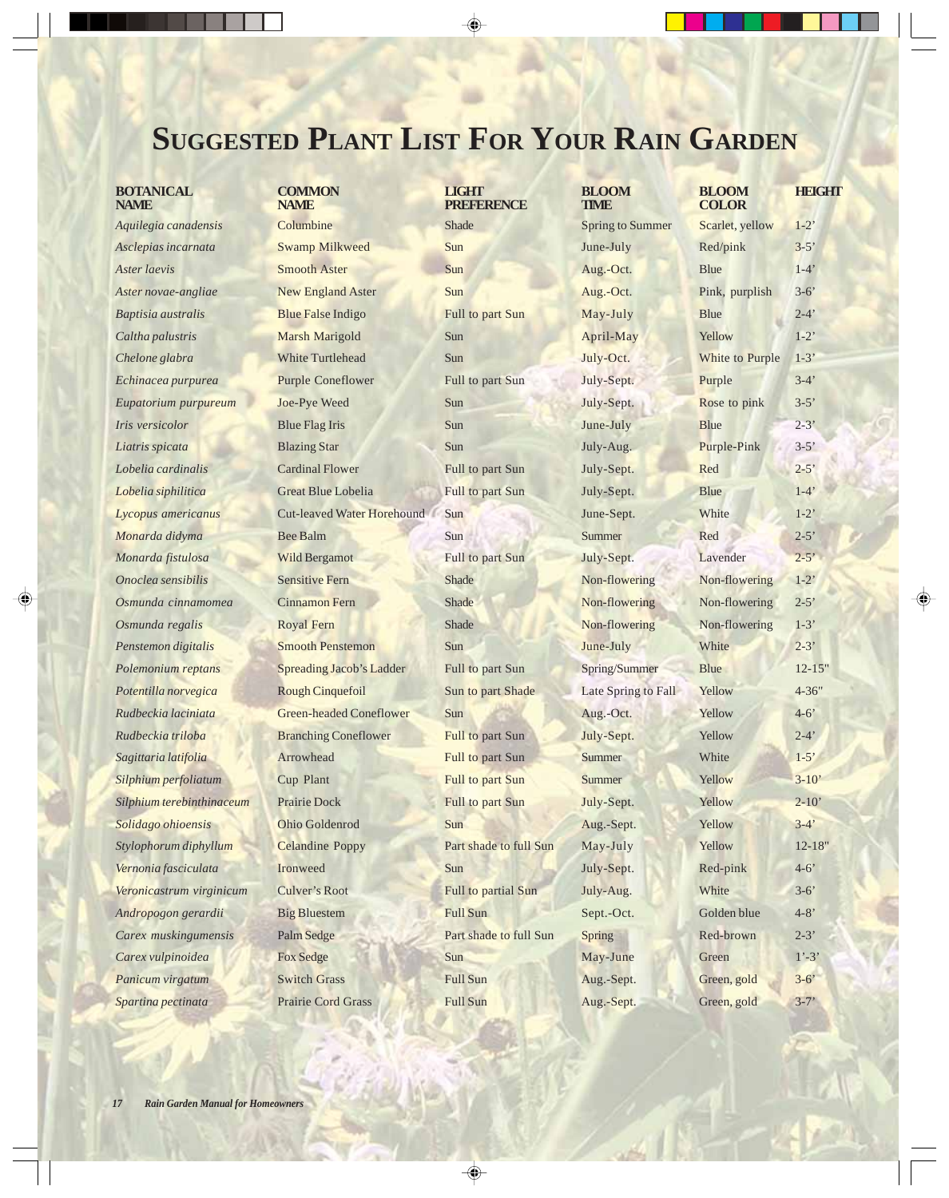# Suggested Plant List For Your Rain Garden

| BOTANICAL NAME | COMMON NAME | LIGHT PREFERENCE | BLOOM TIME | BLOOM COLOR | HEIGHT |
|---|---|---|---|---|---|
| *Aquilegia canadensis* | Columbine | Shade | Spring to Summer | Scarlet, yellow | 1-2' |
| *Asclepias incarnata* | Swamp Milkweed | Sun | June-July | Red/pink | 3-5' |
| *Aster laevis* | Smooth Aster | Sun | Aug.-Oct. | Blue | 1-4' |
| *Aster novae-angliae* | New England Aster | Sun | Aug.-Oct. | Pink, purplish | 3-6' |
| *Baptisia australis* | Blue False Indigo | Full to part Sun | May-July | Blue | 2-4' |
| *Caltha palustris* | Marsh Marigold | Sun | April-May | Yellow | 1-2' |
| *Chelone glabra* | White Turtlehead | Sun | July-Oct. | White to Purple | 1-3' |
| *Echinacea purpurea* | Purple Coneflower | Full to part Sun | July-Sept. | Purple | 3-4' |
| *Eupatorium purpureum* | Joe-Pye Weed | Sun | July-Sept. | Rose to pink | 3-5' |
| *Iris versicolor* | Blue Flag Iris | Sun | June-July | Blue | 2-3' |
| *Liatris spicata* | Blazing Star | Sun | July-Aug. | Purple-Pink | 3-5' |
| *Lobelia cardinalis* | Cardinal Flower | Full to part Sun | July-Sept. | Red | 2-5' |
| *Lobelia siphilitica* | Great Blue Lobelia | Full to part Sun | July-Sept. | Blue | 1-4' |
| *Lycopus americanus* | Cut-leaved Water Horehound | Sun | June-Sept. | White | 1-2' |
| *Monarda didyma* | Bee Balm | Sun | Summer | Red | 2-5' |
| *Monarda fistulosa* | Wild Bergamot | Full to part Sun | July-Sept. | Lavender | 2-5' |
| *Onoclea sensibilis* | Sensitive Fern | Shade | Non-flowering | Non-flowering | 1-2' |
| *Osmunda cinnamomea* | Cinnamon Fern | Shade | Non-flowering | Non-flowering | 2-5' |
| *Osmunda regalis* | Royal Fern | Shade | Non-flowering | Non-flowering | 1-3' |
| *Penstemon digitalis* | Smooth Penstemon | Sun | June-July | White | 2-3' |
| *Polemonium reptans* | Spreading Jacob's Ladder | Full to part Sun | Spring/Summer | Blue | 12-15" |
| *Potentilla norvegica* | Rough Cinquefoil | Sun to part Shade | Late Spring to Fall | Yellow | 4-36" |
| *Rudbeckia laciniata* | Green-headed Coneflower | Sun | Aug.-Oct. | Yellow | 4-6' |
| *Rudbeckia triloba* | Branching Coneflower | Full to part Sun | July-Sept. | Yellow | 2-4' |
| *Sagittaria latifolia* | Arrowhead | Full to part Sun | Summer | White | 1-5' |
| *Silphium perfoliatum* | Cup Plant | Full to part Sun | Summer | Yellow | 3-10' |
| *Silphium terebinthinaceum* | Prairie Dock | Full to part Sun | July-Sept. | Yellow | 2-10' |
| *Solidago ohioensis* | Ohio Goldenrod | Sun | Aug.-Sept. | Yellow | 3-4' |
| *Stylophorum diphyllum* | Celandine Poppy | Part shade to full Sun | May-July | Yellow | 12-18" |
| *Vernonia fasciculata* | Ironweed | Sun | July-Sept. | Red-pink | 4-6' |
| *Veronicastrum virginicum* | Culver's Root | Full to partial Sun | July-Aug. | White | 3-6' |
| *Andropogon gerardii* | Big Bluestem | Full Sun | Sept.-Oct. | Golden blue | 4-8' |
| *Carex muskingumensis* | Palm Sedge | Part shade to full Sun | Spring | Red-brown | 2-3' |
| *Carex vulpinoidea* | Fox Sedge | Sun | May-June | Green | 1'-3' |
| *Panicum virgatum* | Switch Grass | Full Sun | Aug.-Sept. | Green, gold | 3-6' |
| *Spartina pectinata* | Prairie Cord Grass | Full Sun | Aug.-Sept. | Green, gold | 3-7' |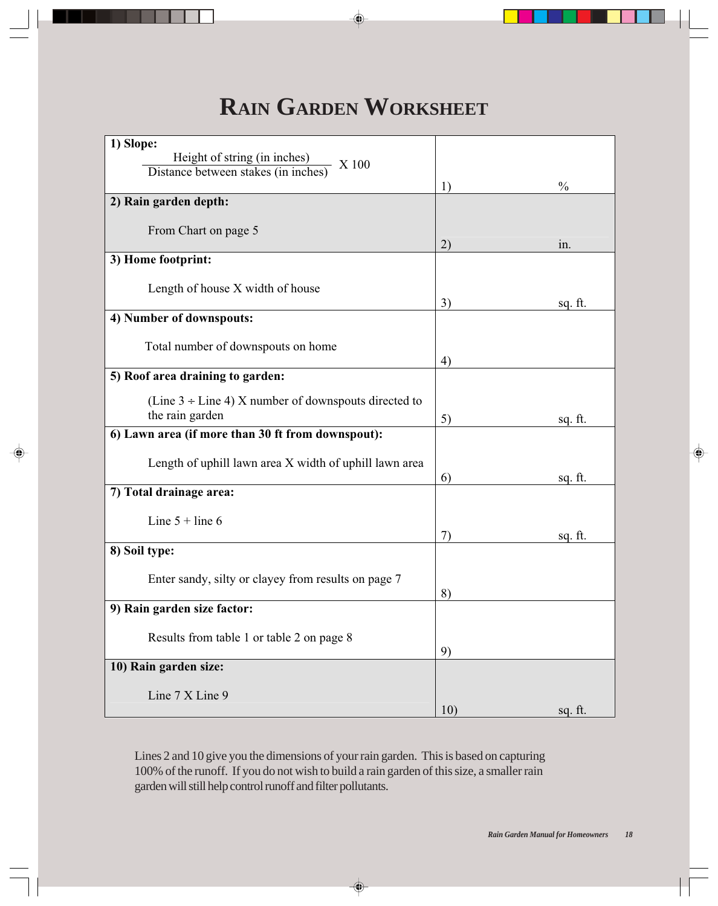# Rain Garden Worksheet

| | |
|---|---|
| **1) Slope:**<br>$\frac{\text{Height of string (in inches)}}{\text{Distance between stakes (in inches)}}$ X 100 | 1) %|
| **2) Rain garden depth:**<br>From Chart on page 5 | 2) in. |
| **3) Home footprint:**<br>Length of house X width of house | 3) sq. ft. |
| **4) Number of downspouts:**<br>Total number of downspouts on home | 4) |
| **5) Roof area draining to garden:**<br>(Line 3 ÷ Line 4) X number of downspouts directed to the rain garden | 5) sq. ft. |
| **6) Lawn area (if more than 30 ft from downspout):**<br>Length of uphill lawn area X width of uphill lawn area | 6) sq. ft. |
| **7) Total drainage area:**<br>Line 5 + line 6 | 7) sq. ft. |
| **8) Soil type:**<br>Enter sandy, silty or clayey from results on page 7 | 8) |
| **9) Rain garden size factor:**<br>Results from table 1 or table 2 on page 8 | 9) |
| **10) Rain garden size:**<br>Line 7 X Line 9 | 10) sq. ft. |

Lines 2 and 10 give you the dimensions of your rain garden. This is based on capturing 100% of the runoff. If you do not wish to build a rain garden of this size, a smaller rain garden will still help control runoff and filter pollutants.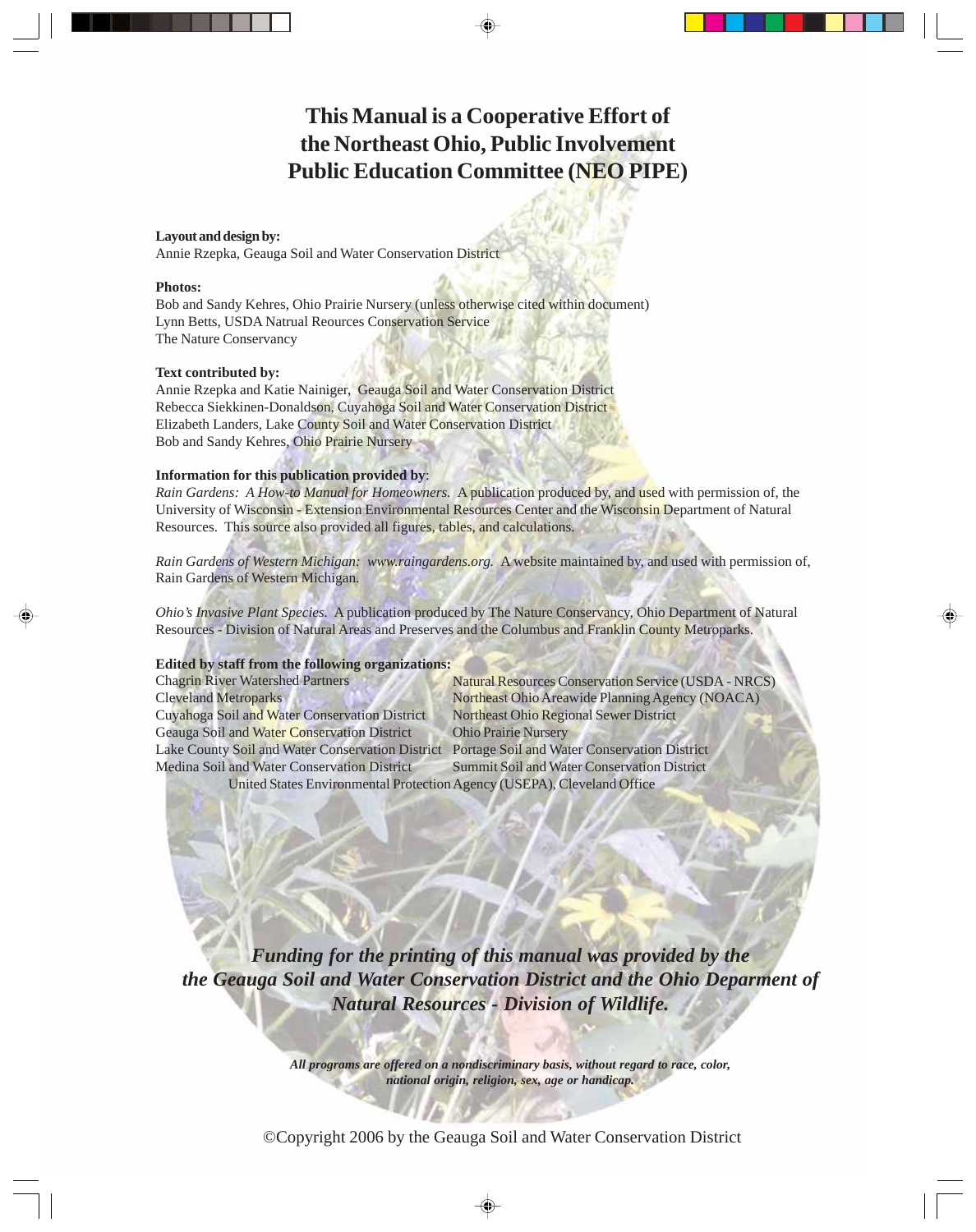# This Manual is a Cooperative Effort of the Northeast Ohio, Public Involvement Public Education Committee (NEO PIPE)

**Layout and design by:**
Annie Rzepka, Geauga Soil and Water Conservation District

**Photos:**
Bob and Sandy Kehres, Ohio Prairie Nursery (unless otherwise cited within document)
Lynn Betts, USDA Natrual Reources Conservation Service
The Nature Conservancy

**Text contributed by:**
Annie Rzepka and Katie Nainiger, Geauga Soil and Water Conservation District
Rebecca Siekkinen-Donaldson, Cuyahoga Soil and Water Conservation District
Elizabeth Landers, Lake County Soil and Water Conservation District
Bob and Sandy Kehres, Ohio Prairie Nursery

**Information for this publication provided by**:
*Rain Gardens: A How-to Manual for Homeowners.* A publication produced by, and used with permission of, the University of Wisconsin - Extension Environmental Resources Center and the Wisconsin Department of Natural Resources. This source also provided all figures, tables, and calculations.

*Rain Gardens of Western Michigan: www.raingardens.org.* A website maintained by, and used with permission of, Rain Gardens of Western Michigan.

*Ohio's Invasive Plant Species.* A publication produced by The Nature Conservancy, Ohio Department of Natural Resources - Division of Natural Areas and Preserves and the Columbus and Franklin County Metroparks.

**Edited by staff from the following organizations:**
Chagrin River Watershed Partners
Cleveland Metroparks
Cuyahoga Soil and Water Conservation District
Geauga Soil and Water Conservation District
Lake County Soil and Water Conservation District
Medina Soil and Water Conservation District
Natural Resources Conservation Service (USDA - NRCS)
Northeast Ohio Areawide Planning Agency (NOACA)
Northeast Ohio Regional Sewer District
Ohio Prairie Nursery
Portage Soil and Water Conservation District
Summit Soil and Water Conservation District
United States Environmental Protection Agency (USEPA), Cleveland Office

***Funding for the printing of this manual was provided by the the Geauga Soil and Water Conservation District and the Ohio Deparment of Natural Resources - Division of Wildlife.***

***All programs are offered on a nondiscriminary basis, without regard to race, color, national origin, religion, sex, age or handicap.***

©Copyright 2006 by the Geauga Soil and Water Conservation District